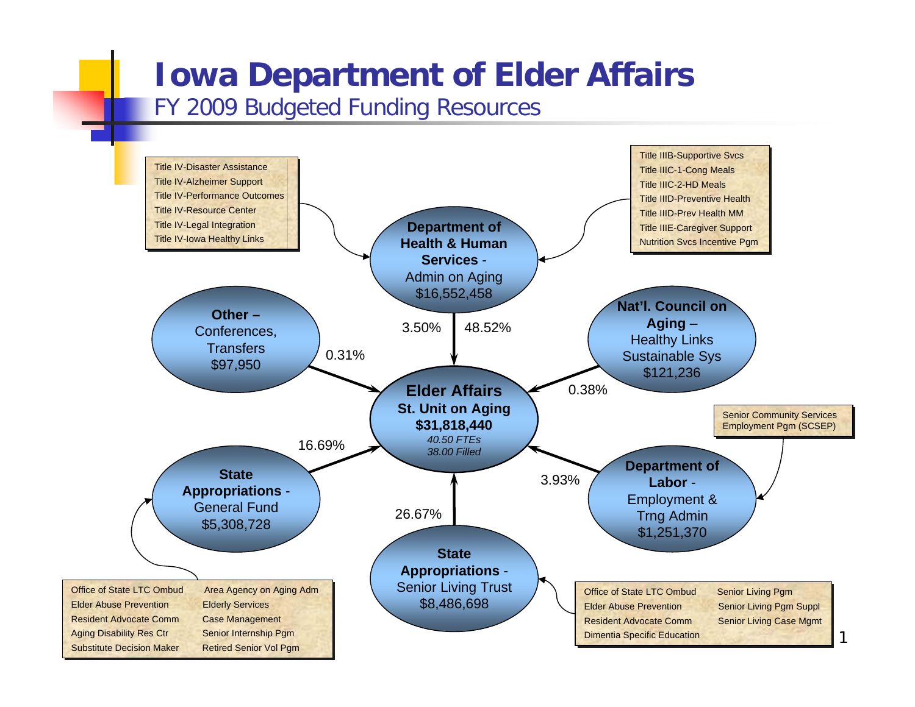# Iowa Department of Elder Affairs

## FY 2009 Budgeted Funding Resources

**Elder Affairs**
**St. Unit on Aging**
**$31,818,440**
*40.50 FTEs*
*38.00 Filled*

### Funding Sources

| Source | Amount | Percentage |
| --- | --- | --- |
| **Department of Health & Human Services** - Admin on Aging | $16,552,458 | 3.50% / 48.52% |
| **State Appropriations** - Senior Living Trust | $8,486,698 | 26.67% |
| **State Appropriations** - General Fund | $5,308,728 | 16.69% |
| **Department of Labor** - Employment & Trng Admin | $1,251,370 | 3.93% |
| **Nat'l. Council on Aging** – Healthy Links Sustainable Sys | $121,236 | 0.38% |
| **Other** – Conferences, Transfers | $97,950 | 0.31% |

### Department of Health & Human Services - Admin on Aging

- Title IV-Disaster Assistance
- Title IV-Alzheimer Support
- Title IV-Performance Outcomes
- Title IV-Resource Center
- Title IV-Legal Integration
- Title IV-Iowa Healthy Links

- Title IIIB-Supportive Svcs
- Title IIIC-1-Cong Meals
- Title IIIC-2-HD Meals
- Title IIID-Preventive Health
- Title IIID-Prev Health MM
- Title IIIE-Caregiver Support
- Nutrition Svcs Incentive Pgm

### Department of Labor - Employment & Trng Admin

- Senior Community Services Employment Pgm (SCSEP)

### State Appropriations - General Fund

- Office of State LTC Ombud
- Elder Abuse Prevention
- Resident Advocate Comm
- Aging Disability Res Ctr
- Substitute Decision Maker
- Area Agency on Aging Adm
- Elderly Services
- Case Management
- Senior Internship Pgm
- Retired Senior Vol Pgm

### State Appropriations - Senior Living Trust

- Office of State LTC Ombud
- Elder Abuse Prevention
- Resident Advocate Comm
- Dimentia Specific Education
- Senior Living Pgm
- Senior Living Pgm Suppl
- Senior Living Case Mgmt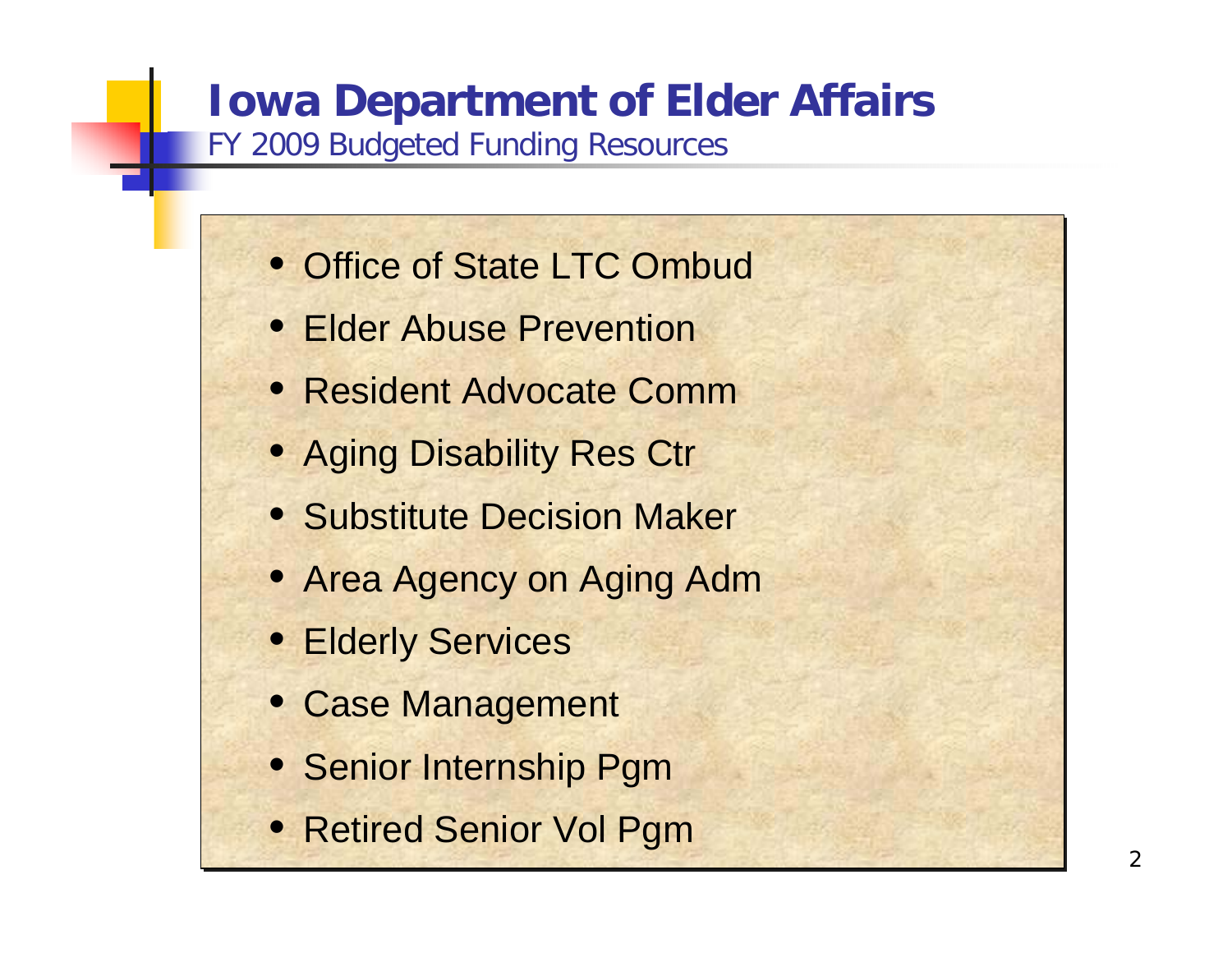# Iowa Department of Elder Affairs

FY 2009 Budgeted Funding Resources

- Office of State LTC Ombud
- Elder Abuse Prevention
- Resident Advocate Comm
- Aging Disability Res Ctr
- Substitute Decision Maker
- Area Agency on Aging Adm
- Elderly Services
- Case Management
- Senior Internship Pgm
- Retired Senior Vol Pgm